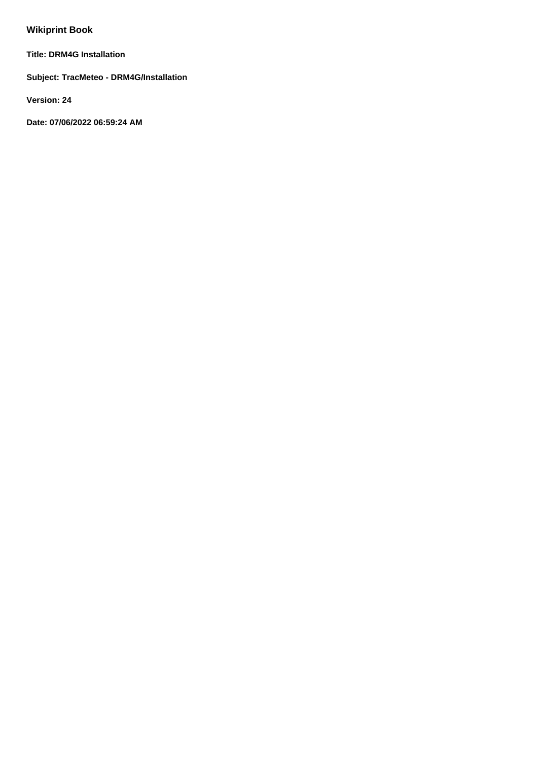# Wikiprint Book

**Title: DRM4G Installation**

**Subject: TracMeteo - DRM4G/Installation**

**Version: 24**

**Date: 07/06/2022 06:59:24 AM**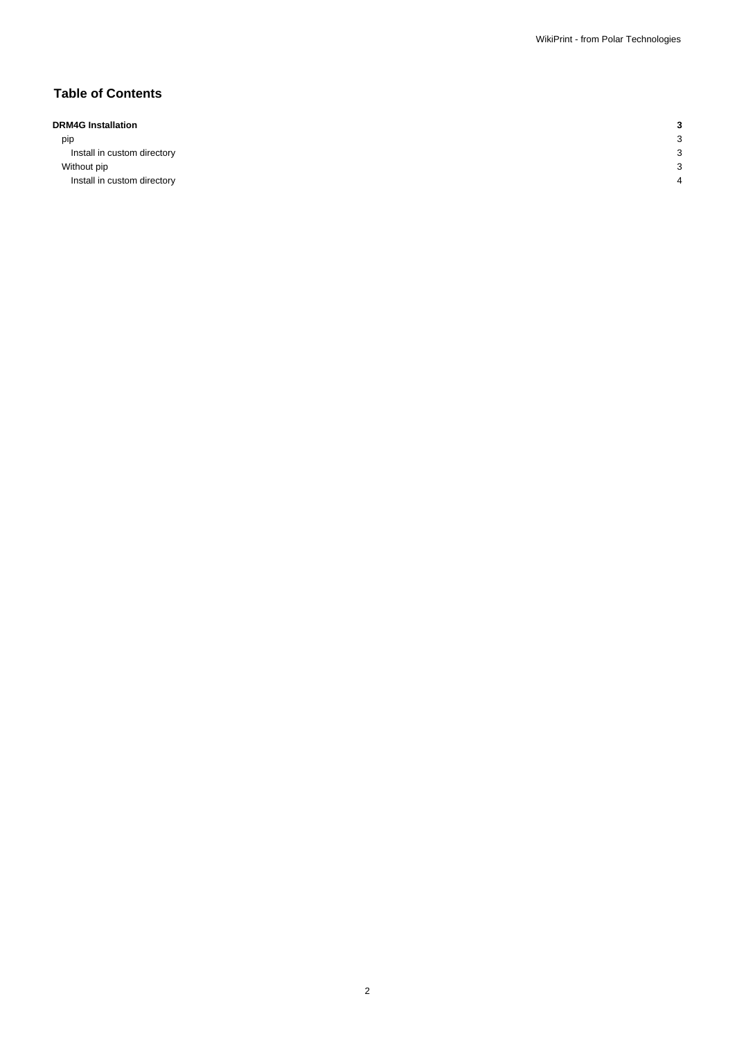# Table of Contents

| | |
|---|---|
| **DRM4G Installation** | **3** |
| pip | 3 |
| Install in custom directory | 3 |
| Without pip | 3 |
| Install in custom directory | 4 |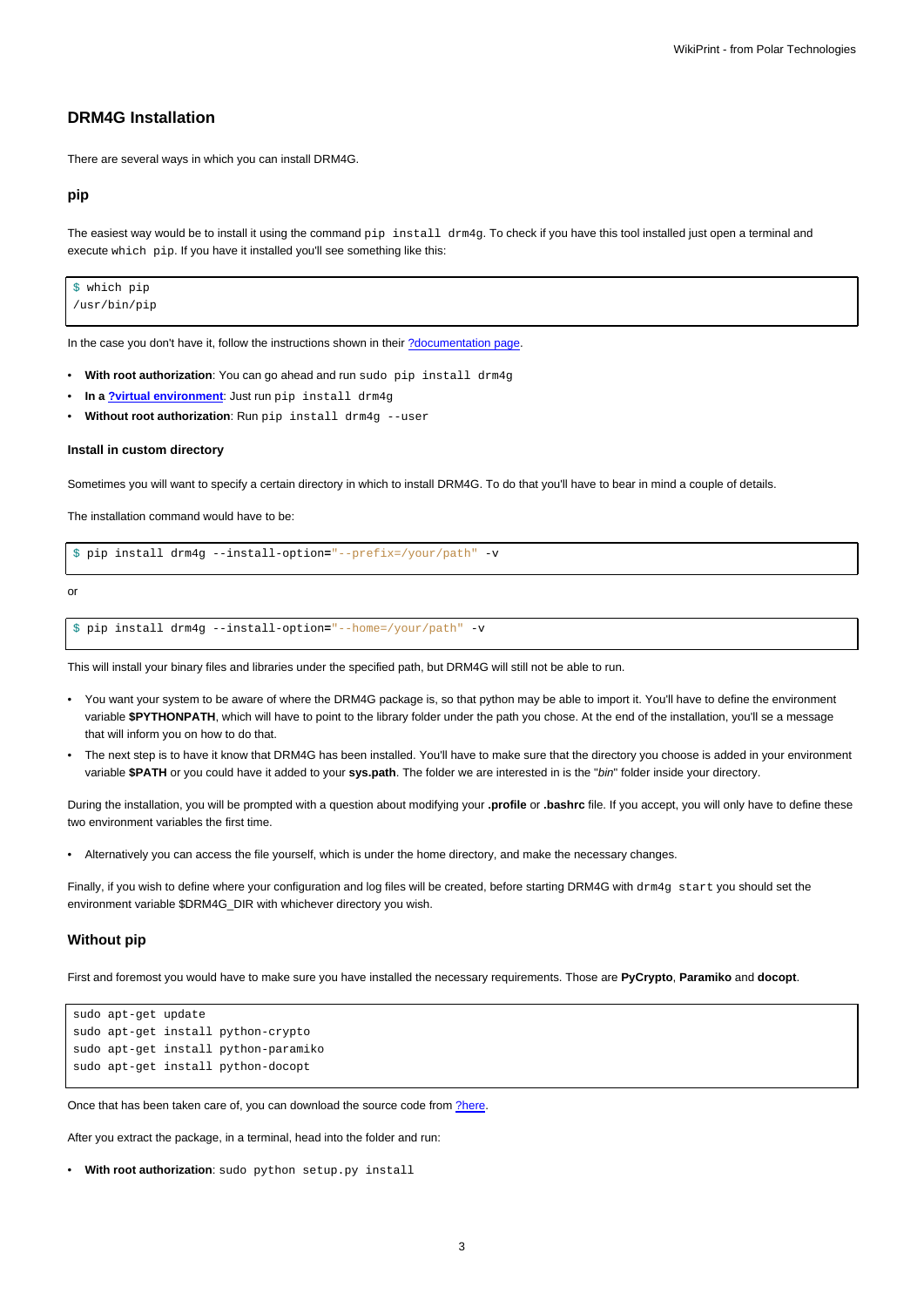## DRM4G Installation

There are several ways in which you can install DRM4G.

### pip

The easiest way would be to install it using the command `pip install drm4g`. To check if you have this tool installed just open a terminal and execute `which pip`. If you have it installed you'll see something like this:

```
$ which pip
/usr/bin/pip
```

In the case you don't have it, follow the instructions shown in their ?documentation page.

- **With root authorization**: You can go ahead and run `sudo pip install drm4g`
- **In a ?virtual environment**: Just run `pip install drm4g`
- **Without root authorization**: Run `pip install drm4g --user`

#### Install in custom directory

Sometimes you will want to specify a certain directory in which to install DRM4G. To do that you'll have to bear in mind a couple of details.

The installation command would have to be:

```
$ pip install drm4g --install-option="--prefix=/your/path" -v
```

or

```
$ pip install drm4g --install-option="--home=/your/path" -v
```

This will install your binary files and libraries under the specified path, but DRM4G will still not be able to run.

- You want your system to be aware of where the DRM4G package is, so that python may be able to import it. You'll have to define the environment variable **$PYTHONPATH**, which will have to point to the library folder under the path you chose. At the end of the installation, you'll se a message that will inform you on how to do that.
- The next step is to have it know that DRM4G has been installed. You'll have to make sure that the directory you choose is added in your environment variable **$PATH** or you could have it added to your **sys.path**. The folder we are interested in is the "*bin*" folder inside your directory.

During the installation, you will be prompted with a question about modifying your **.profile** or **.bashrc** file. If you accept, you will only have to define these two environment variables the first time.

- Alternatively you can access the file yourself, which is under the home directory, and make the necessary changes.

Finally, if you wish to define where your configuration and log files will be created, before starting DRM4G with `drm4g start` you should set the environment variable $DRM4G_DIR with whichever directory you wish.

### Without pip

First and foremost you would have to make sure you have installed the necessary requirements. Those are **PyCrypto**, **Paramiko** and **docopt**.

```
sudo apt-get update
sudo apt-get install python-crypto
sudo apt-get install python-paramiko
sudo apt-get install python-docopt
```

Once that has been taken care of, you can download the source code from ?here.

After you extract the package, in a terminal, head into the folder and run:

- **With root authorization**: `sudo python setup.py install`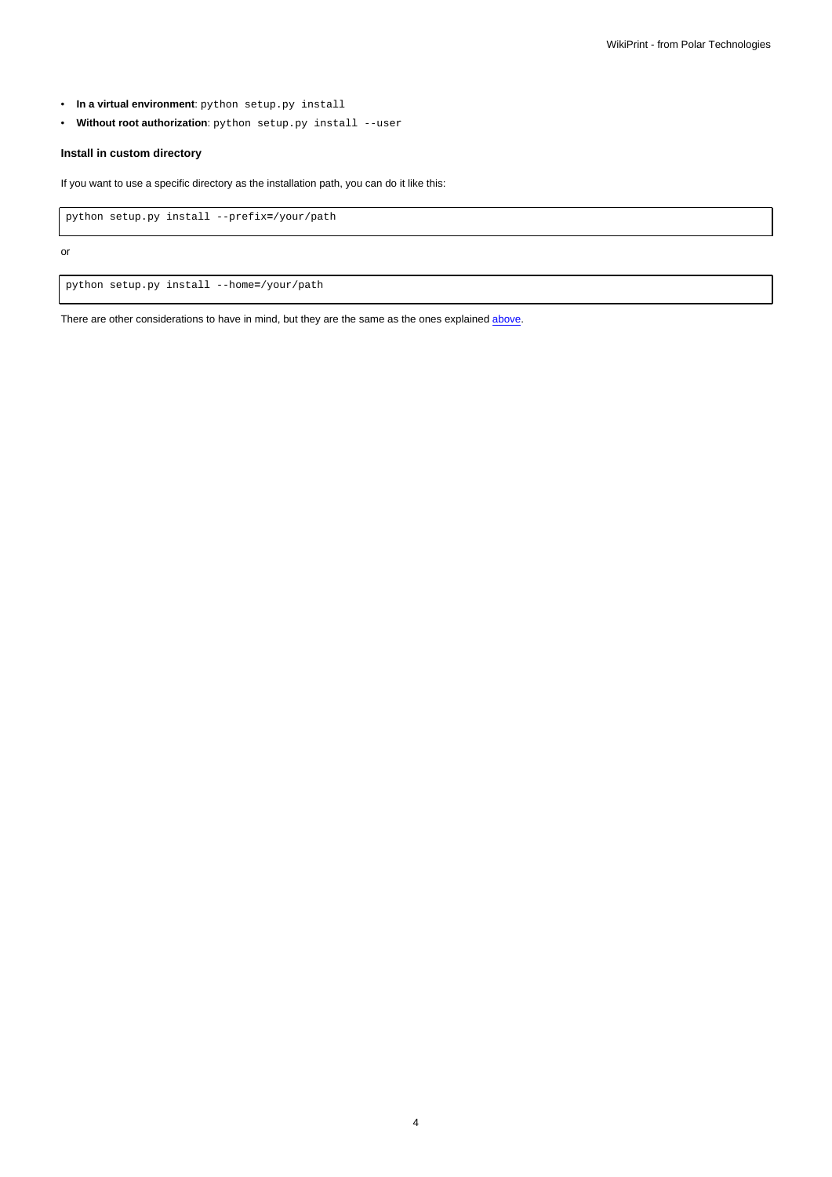- **In a virtual environment**: `python setup.py install`
- **Without root authorization**: `python setup.py install --user`

#### Install in custom directory

If you want to use a specific directory as the installation path, you can do it like this:

```
python setup.py install --prefix=/your/path
```

or

```
python setup.py install --home=/your/path
```

There are other considerations to have in mind, but they are the same as the ones explained above.